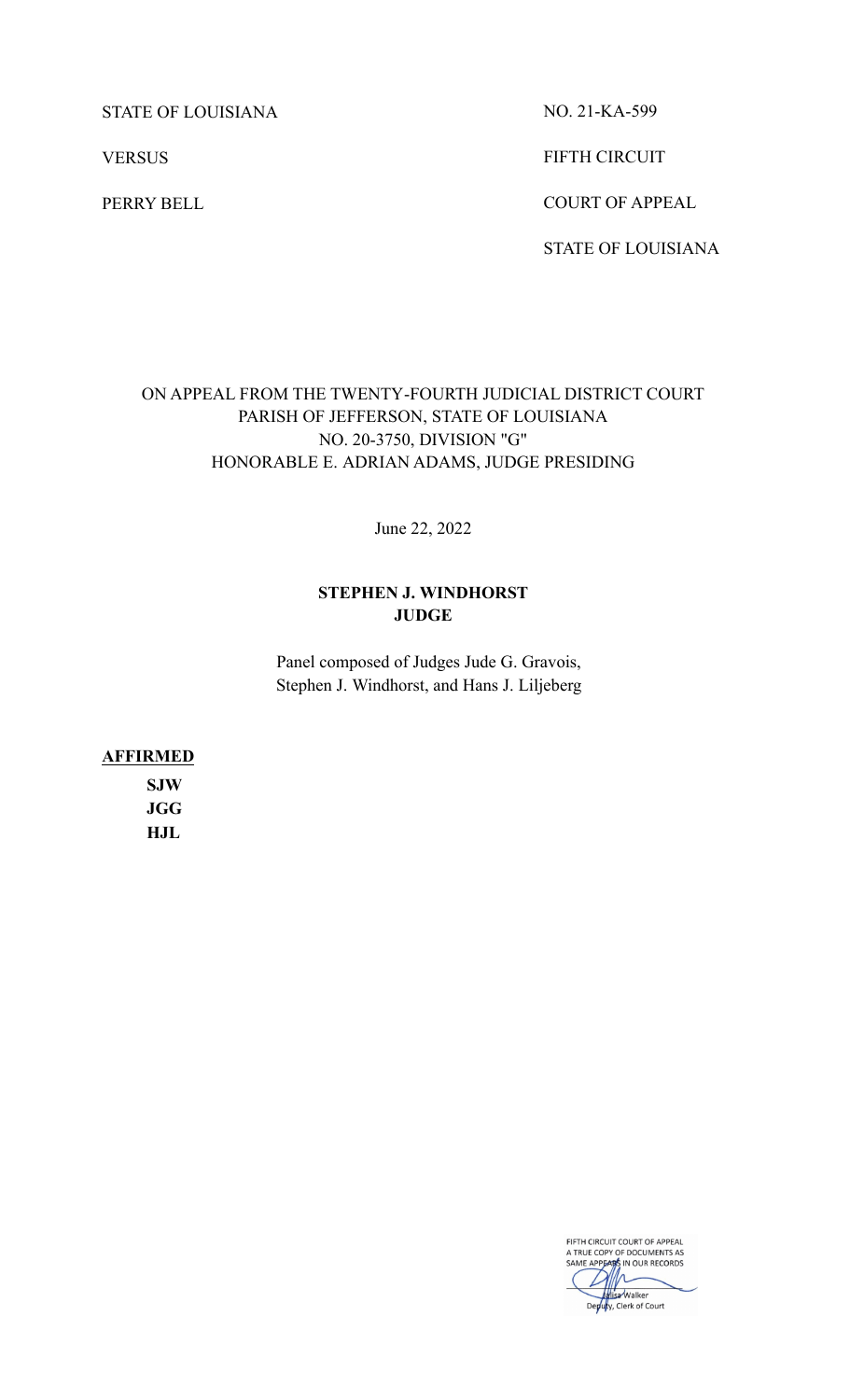STATE OF LOUISIANA

VERSUS

PERRY BELL

NO. 21-KA-599

FIFTH CIRCUIT

COURT OF APPEAL

STATE OF LOUISIANA

ON APPEAL FROM THE TWENTY-FOURTH JUDICIAL DISTRICT COURT
PARISH OF JEFFERSON, STATE OF LOUISIANA
NO. 20-3750, DIVISION "G"
HONORABLE E. ADRIAN ADAMS, JUDGE PRESIDING

June 22, 2022

**STEPHEN J. WINDHORST**
**JUDGE**

Panel composed of Judges Jude G. Gravois,
Stephen J. Windhorst, and Hans J. Liljeberg

**AFFIRMED**

**SJW**
**JGG**
**HJL**

FIFTH CIRCUIT COURT OF APPEAL
A TRUE COPY OF DOCUMENTS AS
SAME APPEARS IN OUR RECORDS

Julisa Walker
Deputy, Clerk of Court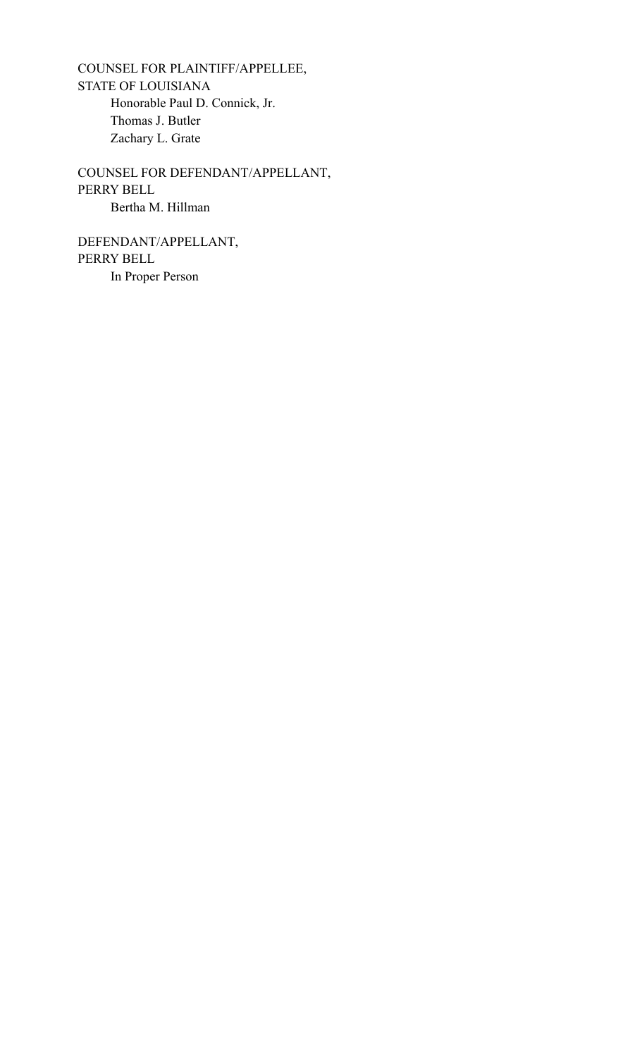COUNSEL FOR PLAINTIFF/APPELLEE,
STATE OF LOUISIANA

Honorable Paul D. Connick, Jr.
Thomas J. Butler
Zachary L. Grate

COUNSEL FOR DEFENDANT/APPELLANT,
PERRY BELL

Bertha M. Hillman

DEFENDANT/APPELLANT,
PERRY BELL

In Proper Person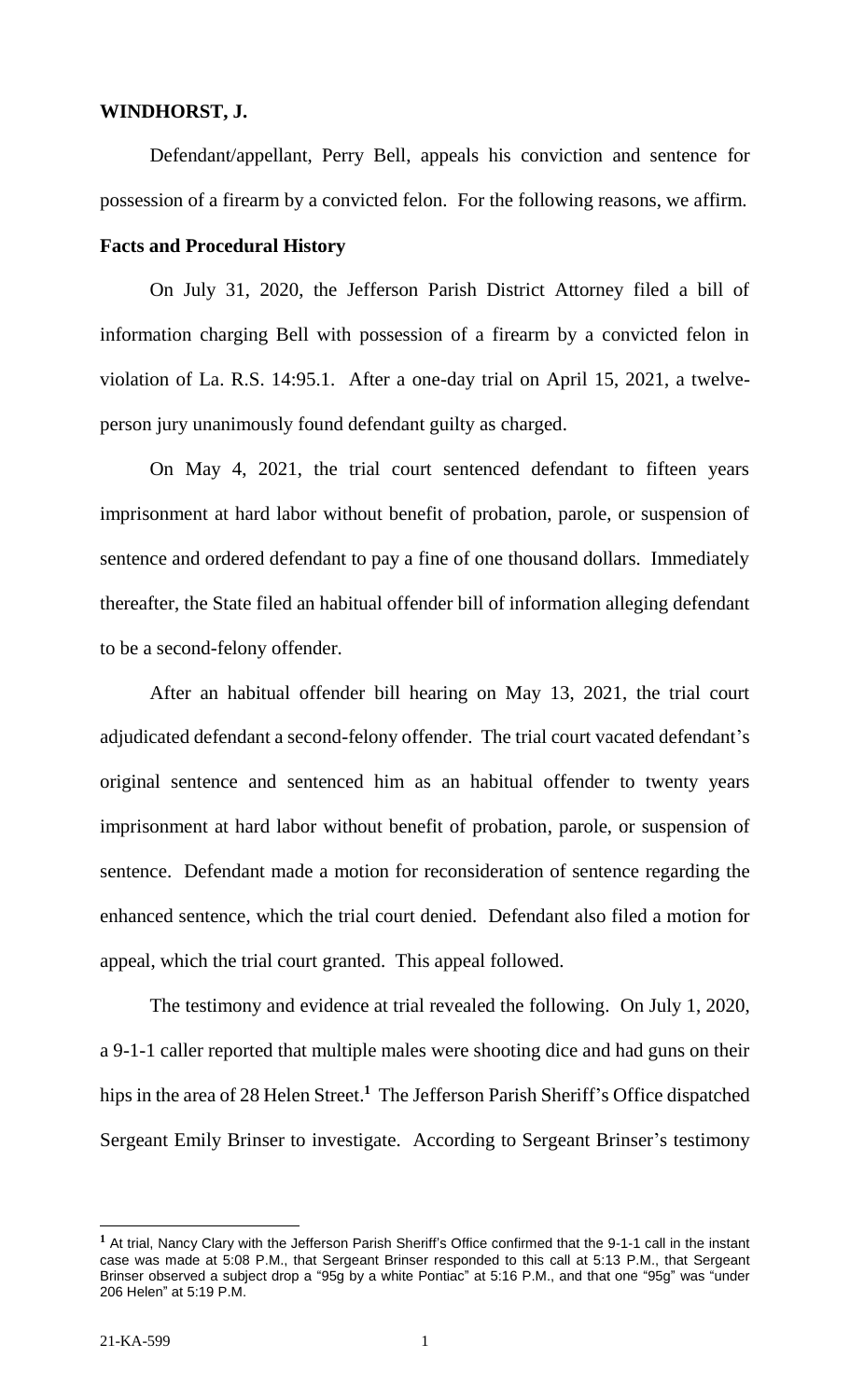**WINDHORST, J.**

Defendant/appellant, Perry Bell, appeals his conviction and sentence for possession of a firearm by a convicted felon. For the following reasons, we affirm.

**Facts and Procedural History**

On July 31, 2020, the Jefferson Parish District Attorney filed a bill of information charging Bell with possession of a firearm by a convicted felon in violation of La. R.S. 14:95.1. After a one-day trial on April 15, 2021, a twelve-person jury unanimously found defendant guilty as charged.

On May 4, 2021, the trial court sentenced defendant to fifteen years imprisonment at hard labor without benefit of probation, parole, or suspension of sentence and ordered defendant to pay a fine of one thousand dollars. Immediately thereafter, the State filed an habitual offender bill of information alleging defendant to be a second-felony offender.

After an habitual offender bill hearing on May 13, 2021, the trial court adjudicated defendant a second-felony offender. The trial court vacated defendant's original sentence and sentenced him as an habitual offender to twenty years imprisonment at hard labor without benefit of probation, parole, or suspension of sentence. Defendant made a motion for reconsideration of sentence regarding the enhanced sentence, which the trial court denied. Defendant also filed a motion for appeal, which the trial court granted. This appeal followed.

The testimony and evidence at trial revealed the following. On July 1, 2020, a 9-1-1 caller reported that multiple males were shooting dice and had guns on their hips in the area of 28 Helen Street.[1] The Jefferson Parish Sheriff's Office dispatched Sergeant Emily Brinser to investigate. According to Sergeant Brinser's testimony

[1] At trial, Nancy Clary with the Jefferson Parish Sheriff's Office confirmed that the 9-1-1 call in the instant case was made at 5:08 P.M., that Sergeant Brinser responded to this call at 5:13 P.M., that Sergeant Brinser observed a subject drop a "95g by a white Pontiac" at 5:16 P.M., and that one "95g" was "under 206 Helen" at 5:19 P.M.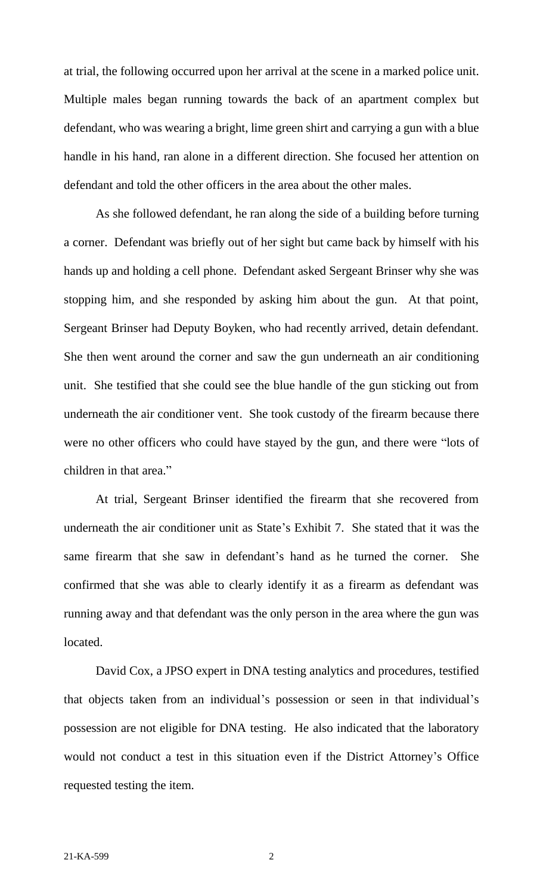at trial, the following occurred upon her arrival at the scene in a marked police unit. Multiple males began running towards the back of an apartment complex but defendant, who was wearing a bright, lime green shirt and carrying a gun with a blue handle in his hand, ran alone in a different direction. She focused her attention on defendant and told the other officers in the area about the other males.

As she followed defendant, he ran along the side of a building before turning a corner. Defendant was briefly out of her sight but came back by himself with his hands up and holding a cell phone. Defendant asked Sergeant Brinser why she was stopping him, and she responded by asking him about the gun. At that point, Sergeant Brinser had Deputy Boyken, who had recently arrived, detain defendant. She then went around the corner and saw the gun underneath an air conditioning unit. She testified that she could see the blue handle of the gun sticking out from underneath the air conditioner vent. She took custody of the firearm because there were no other officers who could have stayed by the gun, and there were "lots of children in that area."

At trial, Sergeant Brinser identified the firearm that she recovered from underneath the air conditioner unit as State's Exhibit 7. She stated that it was the same firearm that she saw in defendant's hand as he turned the corner. She confirmed that she was able to clearly identify it as a firearm as defendant was running away and that defendant was the only person in the area where the gun was located.

David Cox, a JPSO expert in DNA testing analytics and procedures, testified that objects taken from an individual's possession or seen in that individual's possession are not eligible for DNA testing. He also indicated that the laboratory would not conduct a test in this situation even if the District Attorney's Office requested testing the item.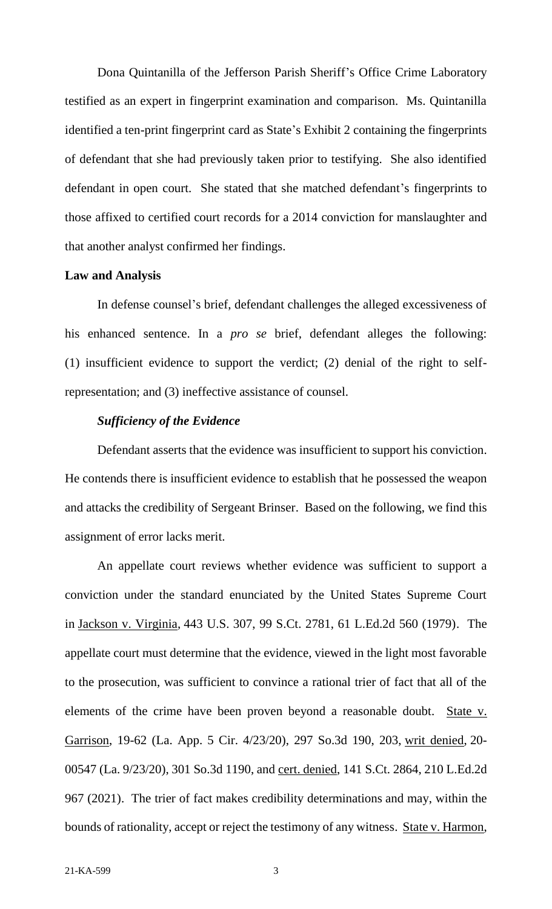Dona Quintanilla of the Jefferson Parish Sheriff's Office Crime Laboratory testified as an expert in fingerprint examination and comparison. Ms. Quintanilla identified a ten-print fingerprint card as State's Exhibit 2 containing the fingerprints of defendant that she had previously taken prior to testifying. She also identified defendant in open court. She stated that she matched defendant's fingerprints to those affixed to certified court records for a 2014 conviction for manslaughter and that another analyst confirmed her findings.

**Law and Analysis**

In defense counsel's brief, defendant challenges the alleged excessiveness of his enhanced sentence. In a *pro se* brief, defendant alleges the following: (1) insufficient evidence to support the verdict; (2) denial of the right to self-representation; and (3) ineffective assistance of counsel.

***Sufficiency of the Evidence***

Defendant asserts that the evidence was insufficient to support his conviction. He contends there is insufficient evidence to establish that he possessed the weapon and attacks the credibility of Sergeant Brinser. Based on the following, we find this assignment of error lacks merit.

An appellate court reviews whether evidence was sufficient to support a conviction under the standard enunciated by the United States Supreme Court in Jackson v. Virginia, 443 U.S. 307, 99 S.Ct. 2781, 61 L.Ed.2d 560 (1979). The appellate court must determine that the evidence, viewed in the light most favorable to the prosecution, was sufficient to convince a rational trier of fact that all of the elements of the crime have been proven beyond a reasonable doubt. State v. Garrison, 19-62 (La. App. 5 Cir. 4/23/20), 297 So.3d 190, 203, writ denied, 20-00547 (La. 9/23/20), 301 So.3d 1190, and cert. denied, 141 S.Ct. 2864, 210 L.Ed.2d 967 (2021). The trier of fact makes credibility determinations and may, within the bounds of rationality, accept or reject the testimony of any witness. State v. Harmon,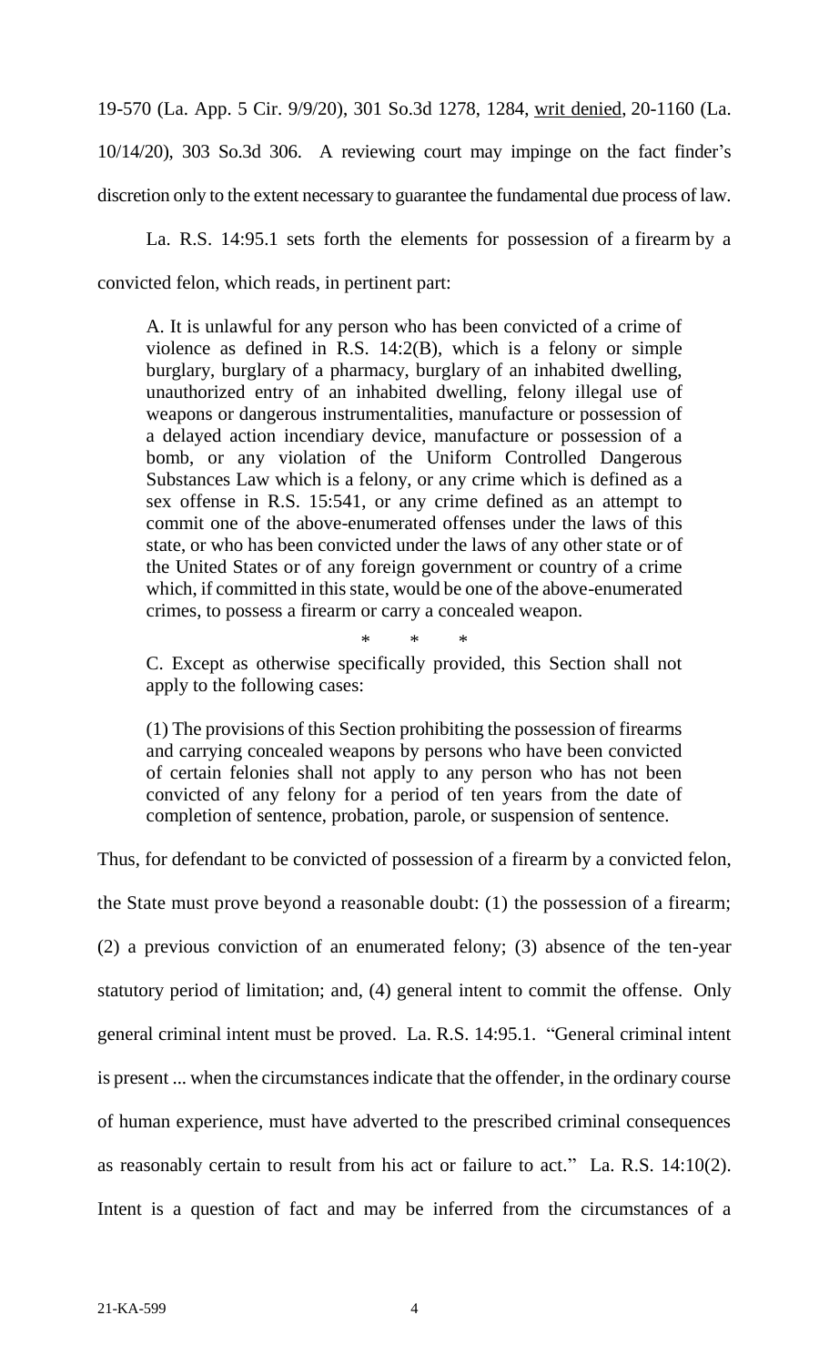19-570 (La. App. 5 Cir. 9/9/20), 301 So.3d 1278, 1284, writ denied, 20-1160 (La. 10/14/20), 303 So.3d 306. A reviewing court may impinge on the fact finder's discretion only to the extent necessary to guarantee the fundamental due process of law.

La. R.S. 14:95.1 sets forth the elements for possession of a firearm by a convicted felon, which reads, in pertinent part:

> A. It is unlawful for any person who has been convicted of a crime of violence as defined in R.S. 14:2(B), which is a felony or simple burglary, burglary of a pharmacy, burglary of an inhabited dwelling, unauthorized entry of an inhabited dwelling, felony illegal use of weapons or dangerous instrumentalities, manufacture or possession of a delayed action incendiary device, manufacture or possession of a bomb, or any violation of the Uniform Controlled Dangerous Substances Law which is a felony, or any crime which is defined as a sex offense in R.S. 15:541, or any crime defined as an attempt to commit one of the above-enumerated offenses under the laws of this state, or who has been convicted under the laws of any other state or of the United States or of any foreign government or country of a crime which, if committed in this state, would be one of the above-enumerated crimes, to possess a firearm or carry a concealed weapon.
>
> \* \* \*
>
> C. Except as otherwise specifically provided, this Section shall not apply to the following cases:
>
> (1) The provisions of this Section prohibiting the possession of firearms and carrying concealed weapons by persons who have been convicted of certain felonies shall not apply to any person who has not been convicted of any felony for a period of ten years from the date of completion of sentence, probation, parole, or suspension of sentence.

Thus, for defendant to be convicted of possession of a firearm by a convicted felon, the State must prove beyond a reasonable doubt: (1) the possession of a firearm; (2) a previous conviction of an enumerated felony; (3) absence of the ten-year statutory period of limitation; and, (4) general intent to commit the offense. Only general criminal intent must be proved. La. R.S. 14:95.1. "General criminal intent is present ... when the circumstances indicate that the offender, in the ordinary course of human experience, must have adverted to the prescribed criminal consequences as reasonably certain to result from his act or failure to act." La. R.S. 14:10(2). Intent is a question of fact and may be inferred from the circumstances of a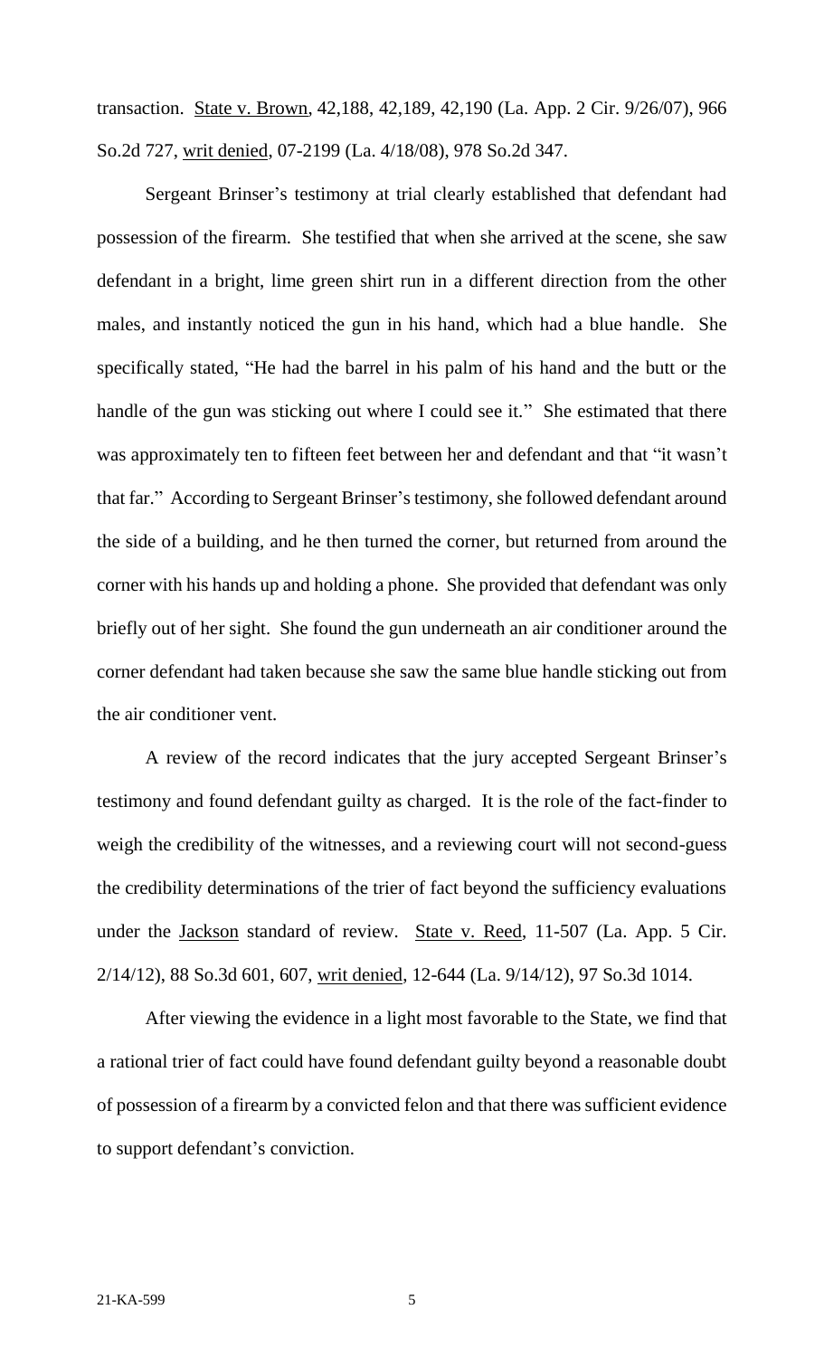transaction. State v. Brown, 42,188, 42,189, 42,190 (La. App. 2 Cir. 9/26/07), 966 So.2d 727, writ denied, 07-2199 (La. 4/18/08), 978 So.2d 347.

Sergeant Brinser's testimony at trial clearly established that defendant had possession of the firearm. She testified that when she arrived at the scene, she saw defendant in a bright, lime green shirt run in a different direction from the other males, and instantly noticed the gun in his hand, which had a blue handle. She specifically stated, "He had the barrel in his palm of his hand and the butt or the handle of the gun was sticking out where I could see it." She estimated that there was approximately ten to fifteen feet between her and defendant and that "it wasn't that far." According to Sergeant Brinser's testimony, she followed defendant around the side of a building, and he then turned the corner, but returned from around the corner with his hands up and holding a phone. She provided that defendant was only briefly out of her sight. She found the gun underneath an air conditioner around the corner defendant had taken because she saw the same blue handle sticking out from the air conditioner vent.

A review of the record indicates that the jury accepted Sergeant Brinser's testimony and found defendant guilty as charged. It is the role of the fact-finder to weigh the credibility of the witnesses, and a reviewing court will not second-guess the credibility determinations of the trier of fact beyond the sufficiency evaluations under the Jackson standard of review. State v. Reed, 11-507 (La. App. 5 Cir. 2/14/12), 88 So.3d 601, 607, writ denied, 12-644 (La. 9/14/12), 97 So.3d 1014.

After viewing the evidence in a light most favorable to the State, we find that a rational trier of fact could have found defendant guilty beyond a reasonable doubt of possession of a firearm by a convicted felon and that there was sufficient evidence to support defendant's conviction.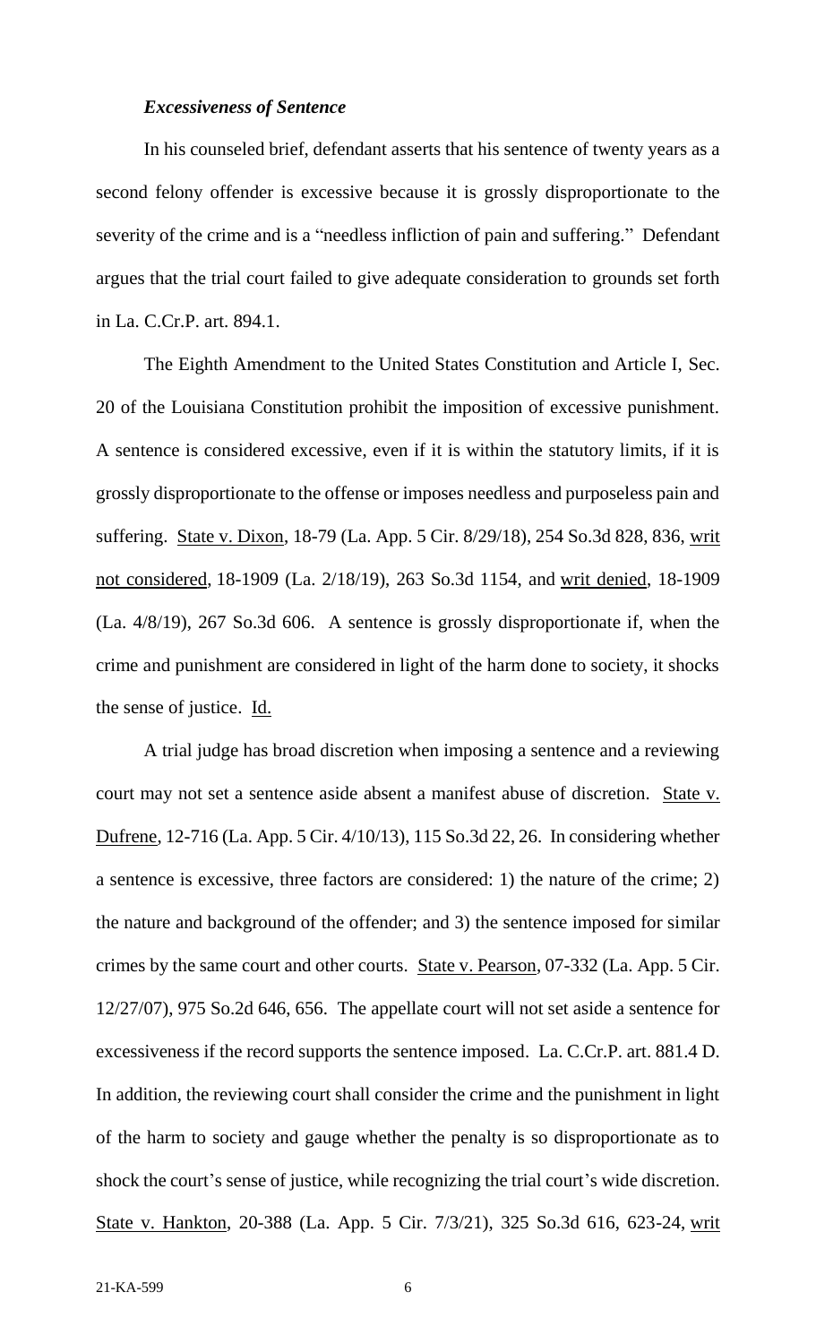***Excessiveness of Sentence***

In his counseled brief, defendant asserts that his sentence of twenty years as a second felony offender is excessive because it is grossly disproportionate to the severity of the crime and is a "needless infliction of pain and suffering." Defendant argues that the trial court failed to give adequate consideration to grounds set forth in La. C.Cr.P. art. 894.1.

The Eighth Amendment to the United States Constitution and Article I, Sec. 20 of the Louisiana Constitution prohibit the imposition of excessive punishment. A sentence is considered excessive, even if it is within the statutory limits, if it is grossly disproportionate to the offense or imposes needless and purposeless pain and suffering. State v. Dixon, 18-79 (La. App. 5 Cir. 8/29/18), 254 So.3d 828, 836, writ not considered, 18-1909 (La. 2/18/19), 263 So.3d 1154, and writ denied, 18-1909 (La. 4/8/19), 267 So.3d 606. A sentence is grossly disproportionate if, when the crime and punishment are considered in light of the harm done to society, it shocks the sense of justice. Id.

A trial judge has broad discretion when imposing a sentence and a reviewing court may not set a sentence aside absent a manifest abuse of discretion. State v. Dufrene, 12-716 (La. App. 5 Cir. 4/10/13), 115 So.3d 22, 26. In considering whether a sentence is excessive, three factors are considered: 1) the nature of the crime; 2) the nature and background of the offender; and 3) the sentence imposed for similar crimes by the same court and other courts. State v. Pearson, 07-332 (La. App. 5 Cir. 12/27/07), 975 So.2d 646, 656. The appellate court will not set aside a sentence for excessiveness if the record supports the sentence imposed. La. C.Cr.P. art. 881.4 D. In addition, the reviewing court shall consider the crime and the punishment in light of the harm to society and gauge whether the penalty is so disproportionate as to shock the court's sense of justice, while recognizing the trial court's wide discretion. State v. Hankton, 20-388 (La. App. 5 Cir. 7/3/21), 325 So.3d 616, 623-24, writ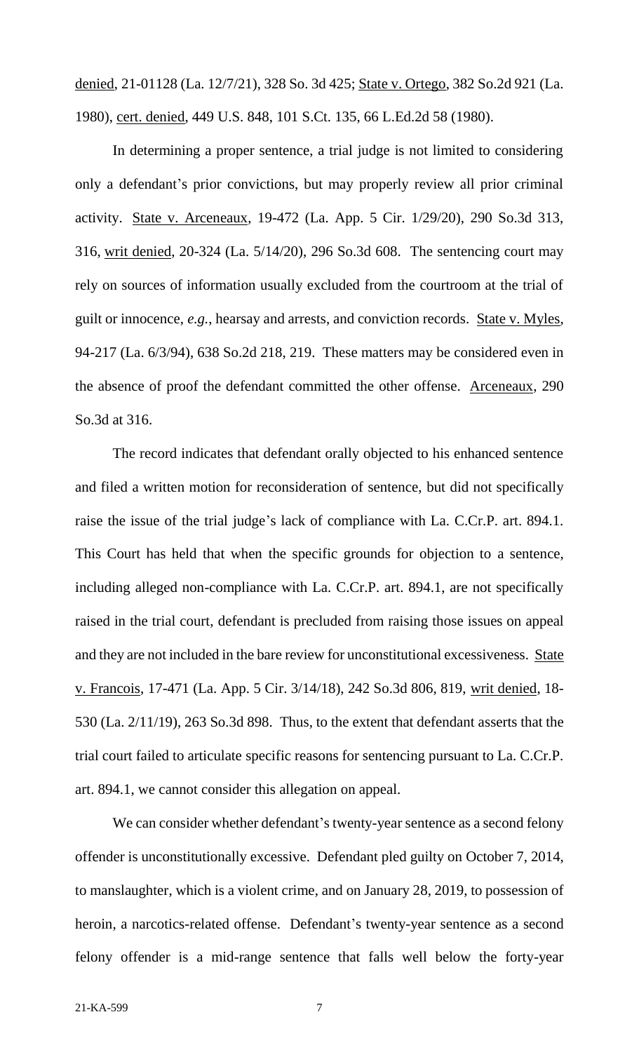denied, 21-01128 (La. 12/7/21), 328 So. 3d 425; State v. Ortego, 382 So.2d 921 (La. 1980), cert. denied, 449 U.S. 848, 101 S.Ct. 135, 66 L.Ed.2d 58 (1980).

In determining a proper sentence, a trial judge is not limited to considering only a defendant's prior convictions, but may properly review all prior criminal activity. State v. Arceneaux, 19-472 (La. App. 5 Cir. 1/29/20), 290 So.3d 313, 316, writ denied, 20-324 (La. 5/14/20), 296 So.3d 608. The sentencing court may rely on sources of information usually excluded from the courtroom at the trial of guilt or innocence, *e.g.*, hearsay and arrests, and conviction records. State v. Myles, 94-217 (La. 6/3/94), 638 So.2d 218, 219. These matters may be considered even in the absence of proof the defendant committed the other offense. Arceneaux, 290 So.3d at 316.

The record indicates that defendant orally objected to his enhanced sentence and filed a written motion for reconsideration of sentence, but did not specifically raise the issue of the trial judge's lack of compliance with La. C.Cr.P. art. 894.1. This Court has held that when the specific grounds for objection to a sentence, including alleged non-compliance with La. C.Cr.P. art. 894.1, are not specifically raised in the trial court, defendant is precluded from raising those issues on appeal and they are not included in the bare review for unconstitutional excessiveness. State v. Francois, 17-471 (La. App. 5 Cir. 3/14/18), 242 So.3d 806, 819, writ denied, 18-530 (La. 2/11/19), 263 So.3d 898. Thus, to the extent that defendant asserts that the trial court failed to articulate specific reasons for sentencing pursuant to La. C.Cr.P. art. 894.1, we cannot consider this allegation on appeal.

We can consider whether defendant's twenty-year sentence as a second felony offender is unconstitutionally excessive. Defendant pled guilty on October 7, 2014, to manslaughter, which is a violent crime, and on January 28, 2019, to possession of heroin, a narcotics-related offense. Defendant's twenty-year sentence as a second felony offender is a mid-range sentence that falls well below the forty-year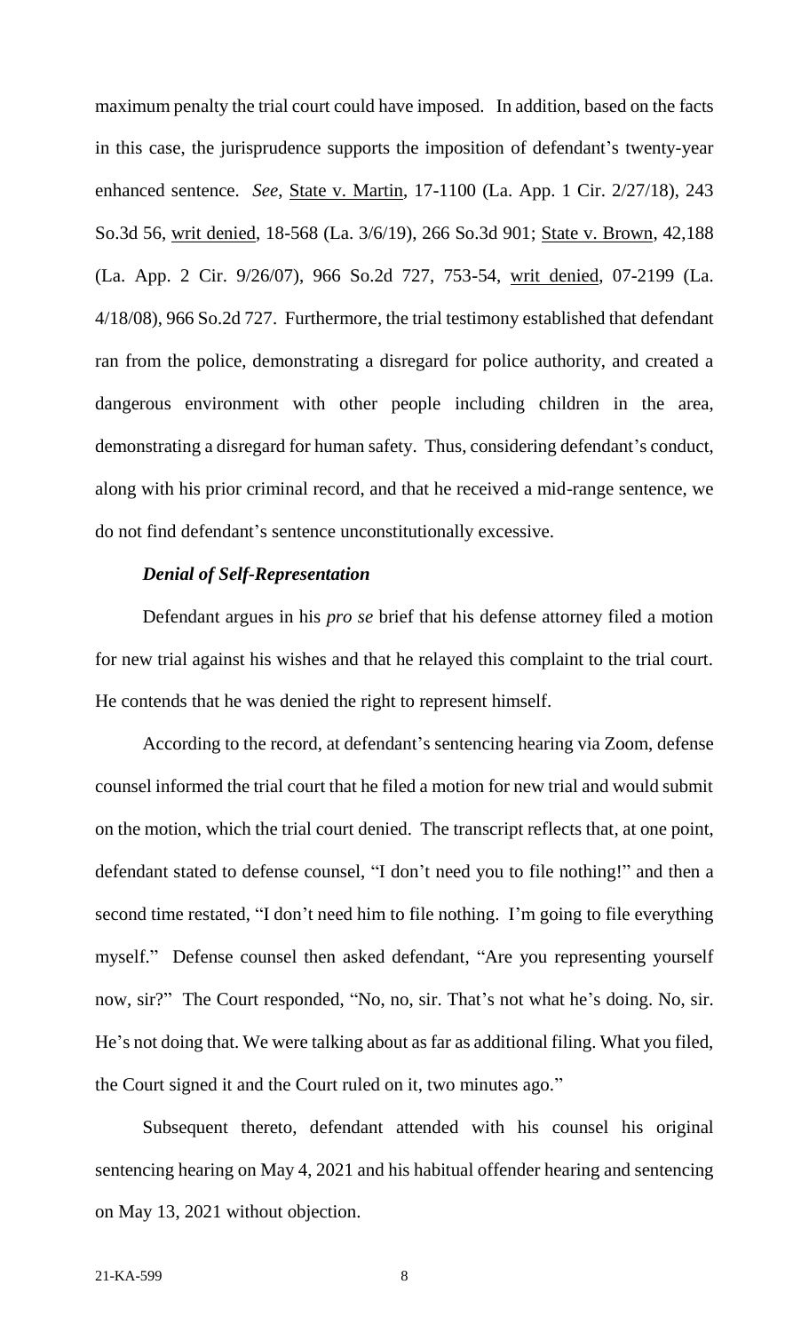maximum penalty the trial court could have imposed. In addition, based on the facts in this case, the jurisprudence supports the imposition of defendant's twenty-year enhanced sentence. *See*, State v. Martin, 17-1100 (La. App. 1 Cir. 2/27/18), 243 So.3d 56, writ denied, 18-568 (La. 3/6/19), 266 So.3d 901; State v. Brown, 42,188 (La. App. 2 Cir. 9/26/07), 966 So.2d 727, 753-54, writ denied, 07-2199 (La. 4/18/08), 966 So.2d 727. Furthermore, the trial testimony established that defendant ran from the police, demonstrating a disregard for police authority, and created a dangerous environment with other people including children in the area, demonstrating a disregard for human safety. Thus, considering defendant's conduct, along with his prior criminal record, and that he received a mid-range sentence, we do not find defendant's sentence unconstitutionally excessive.

***Denial of Self-Representation***

Defendant argues in his *pro se* brief that his defense attorney filed a motion for new trial against his wishes and that he relayed this complaint to the trial court. He contends that he was denied the right to represent himself.

According to the record, at defendant's sentencing hearing via Zoom, defense counsel informed the trial court that he filed a motion for new trial and would submit on the motion, which the trial court denied. The transcript reflects that, at one point, defendant stated to defense counsel, "I don't need you to file nothing!" and then a second time restated, "I don't need him to file nothing. I'm going to file everything myself." Defense counsel then asked defendant, "Are you representing yourself now, sir?" The Court responded, "No, no, sir. That's not what he's doing. No, sir. He's not doing that. We were talking about as far as additional filing. What you filed, the Court signed it and the Court ruled on it, two minutes ago."

Subsequent thereto, defendant attended with his counsel his original sentencing hearing on May 4, 2021 and his habitual offender hearing and sentencing on May 13, 2021 without objection.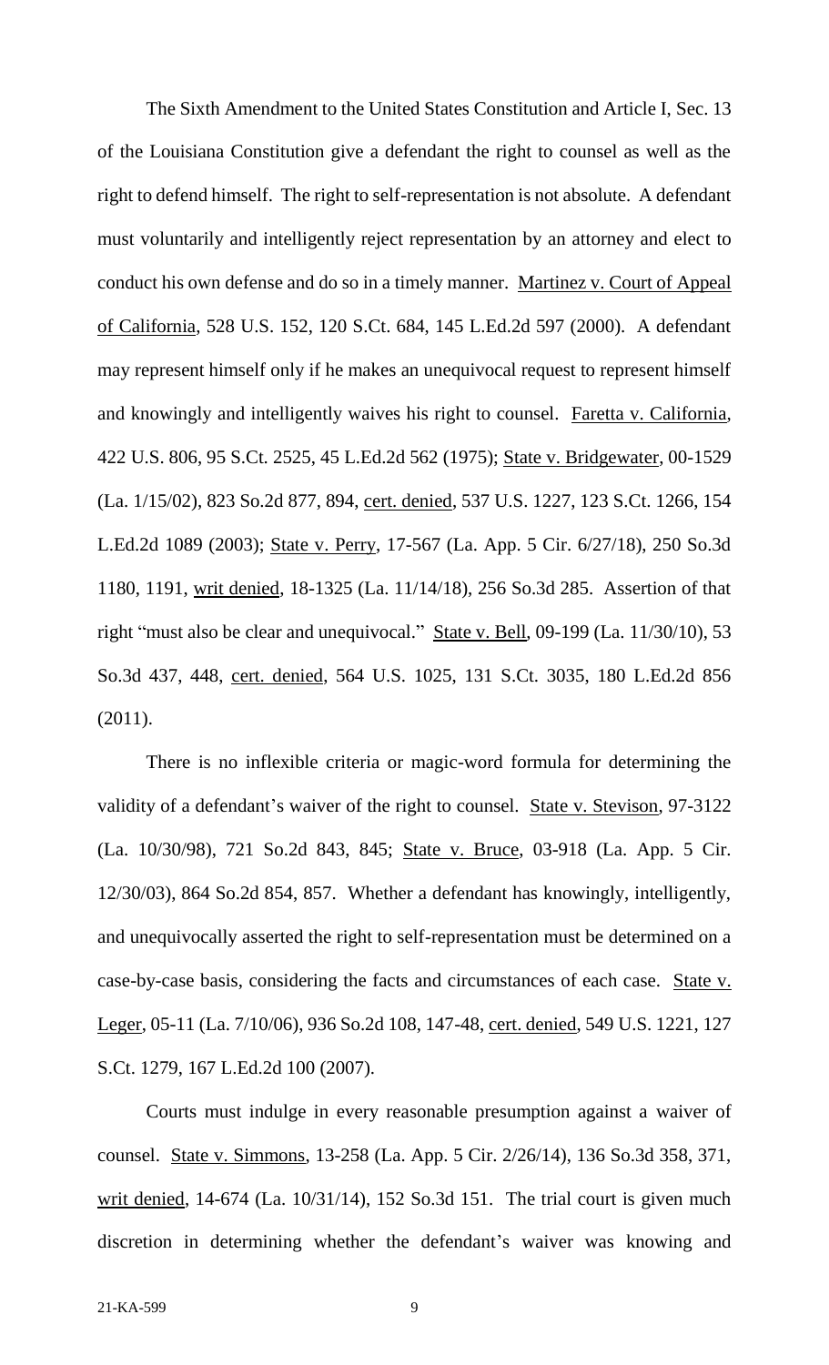The Sixth Amendment to the United States Constitution and Article I, Sec. 13 of the Louisiana Constitution give a defendant the right to counsel as well as the right to defend himself. The right to self-representation is not absolute. A defendant must voluntarily and intelligently reject representation by an attorney and elect to conduct his own defense and do so in a timely manner. Martinez v. Court of Appeal of California, 528 U.S. 152, 120 S.Ct. 684, 145 L.Ed.2d 597 (2000). A defendant may represent himself only if he makes an unequivocal request to represent himself and knowingly and intelligently waives his right to counsel. Faretta v. California, 422 U.S. 806, 95 S.Ct. 2525, 45 L.Ed.2d 562 (1975); State v. Bridgewater, 00-1529 (La. 1/15/02), 823 So.2d 877, 894, cert. denied, 537 U.S. 1227, 123 S.Ct. 1266, 154 L.Ed.2d 1089 (2003); State v. Perry, 17-567 (La. App. 5 Cir. 6/27/18), 250 So.3d 1180, 1191, writ denied, 18-1325 (La. 11/14/18), 256 So.3d 285. Assertion of that right "must also be clear and unequivocal." State v. Bell, 09-199 (La. 11/30/10), 53 So.3d 437, 448, cert. denied, 564 U.S. 1025, 131 S.Ct. 3035, 180 L.Ed.2d 856 (2011).

There is no inflexible criteria or magic-word formula for determining the validity of a defendant's waiver of the right to counsel. State v. Stevison, 97-3122 (La. 10/30/98), 721 So.2d 843, 845; State v. Bruce, 03-918 (La. App. 5 Cir. 12/30/03), 864 So.2d 854, 857. Whether a defendant has knowingly, intelligently, and unequivocally asserted the right to self-representation must be determined on a case-by-case basis, considering the facts and circumstances of each case. State v. Leger, 05-11 (La. 7/10/06), 936 So.2d 108, 147-48, cert. denied, 549 U.S. 1221, 127 S.Ct. 1279, 167 L.Ed.2d 100 (2007).

Courts must indulge in every reasonable presumption against a waiver of counsel. State v. Simmons, 13-258 (La. App. 5 Cir. 2/26/14), 136 So.3d 358, 371, writ denied, 14-674 (La. 10/31/14), 152 So.3d 151. The trial court is given much discretion in determining whether the defendant's waiver was knowing and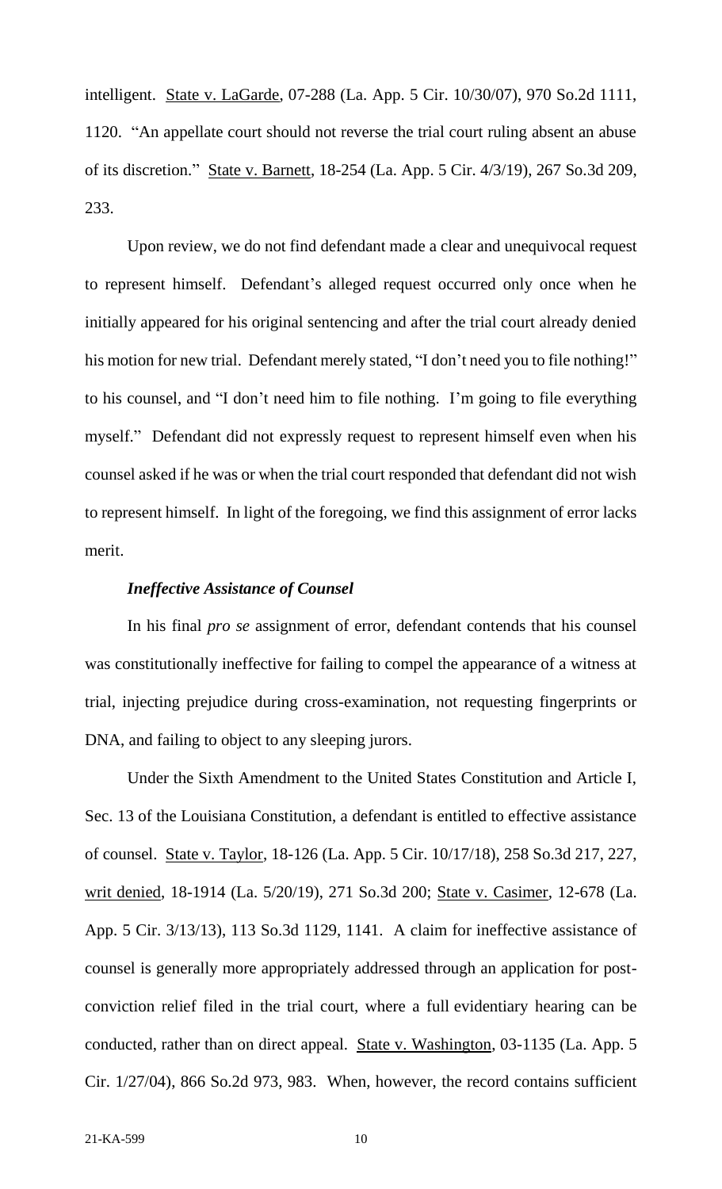intelligent. State v. LaGarde, 07-288 (La. App. 5 Cir. 10/30/07), 970 So.2d 1111, 1120. "An appellate court should not reverse the trial court ruling absent an abuse of its discretion." State v. Barnett, 18-254 (La. App. 5 Cir. 4/3/19), 267 So.3d 209, 233.

Upon review, we do not find defendant made a clear and unequivocal request to represent himself. Defendant's alleged request occurred only once when he initially appeared for his original sentencing and after the trial court already denied his motion for new trial. Defendant merely stated, "I don't need you to file nothing!" to his counsel, and "I don't need him to file nothing. I'm going to file everything myself." Defendant did not expressly request to represent himself even when his counsel asked if he was or when the trial court responded that defendant did not wish to represent himself. In light of the foregoing, we find this assignment of error lacks merit.

### *Ineffective Assistance of Counsel*

In his final *pro se* assignment of error, defendant contends that his counsel was constitutionally ineffective for failing to compel the appearance of a witness at trial, injecting prejudice during cross-examination, not requesting fingerprints or DNA, and failing to object to any sleeping jurors.

Under the Sixth Amendment to the United States Constitution and Article I, Sec. 13 of the Louisiana Constitution, a defendant is entitled to effective assistance of counsel. State v. Taylor, 18-126 (La. App. 5 Cir. 10/17/18), 258 So.3d 217, 227, writ denied, 18-1914 (La. 5/20/19), 271 So.3d 200; State v. Casimer, 12-678 (La. App. 5 Cir. 3/13/13), 113 So.3d 1129, 1141. A claim for ineffective assistance of counsel is generally more appropriately addressed through an application for post-conviction relief filed in the trial court, where a full evidentiary hearing can be conducted, rather than on direct appeal. State v. Washington, 03-1135 (La. App. 5 Cir. 1/27/04), 866 So.2d 973, 983. When, however, the record contains sufficient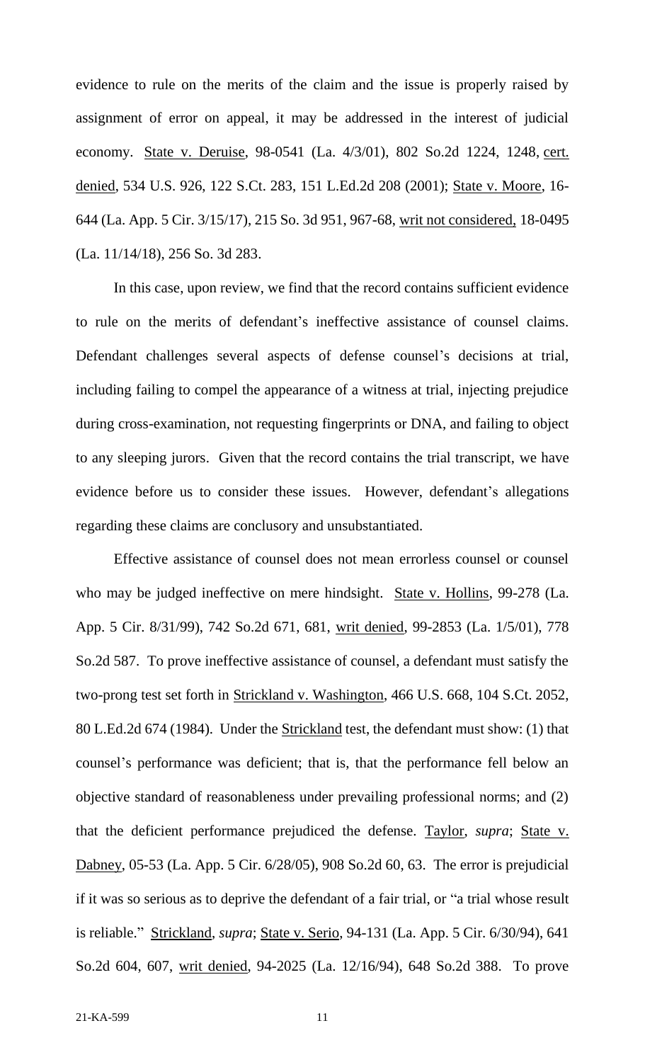evidence to rule on the merits of the claim and the issue is properly raised by assignment of error on appeal, it may be addressed in the interest of judicial economy. State v. Deruise, 98-0541 (La. 4/3/01), 802 So.2d 1224, 1248, cert. denied, 534 U.S. 926, 122 S.Ct. 283, 151 L.Ed.2d 208 (2001); State v. Moore, 16-644 (La. App. 5 Cir. 3/15/17), 215 So. 3d 951, 967-68, writ not considered, 18-0495 (La. 11/14/18), 256 So. 3d 283.

In this case, upon review, we find that the record contains sufficient evidence to rule on the merits of defendant's ineffective assistance of counsel claims. Defendant challenges several aspects of defense counsel's decisions at trial, including failing to compel the appearance of a witness at trial, injecting prejudice during cross-examination, not requesting fingerprints or DNA, and failing to object to any sleeping jurors. Given that the record contains the trial transcript, we have evidence before us to consider these issues. However, defendant's allegations regarding these claims are conclusory and unsubstantiated.

Effective assistance of counsel does not mean errorless counsel or counsel who may be judged ineffective on mere hindsight. State v. Hollins, 99-278 (La. App. 5 Cir. 8/31/99), 742 So.2d 671, 681, writ denied, 99-2853 (La. 1/5/01), 778 So.2d 587. To prove ineffective assistance of counsel, a defendant must satisfy the two-prong test set forth in Strickland v. Washington, 466 U.S. 668, 104 S.Ct. 2052, 80 L.Ed.2d 674 (1984). Under the Strickland test, the defendant must show: (1) that counsel's performance was deficient; that is, that the performance fell below an objective standard of reasonableness under prevailing professional norms; and (2) that the deficient performance prejudiced the defense. Taylor, *supra*; State v. Dabney, 05-53 (La. App. 5 Cir. 6/28/05), 908 So.2d 60, 63. The error is prejudicial if it was so serious as to deprive the defendant of a fair trial, or "a trial whose result is reliable." Strickland, *supra*; State v. Serio, 94-131 (La. App. 5 Cir. 6/30/94), 641 So.2d 604, 607, writ denied, 94-2025 (La. 12/16/94), 648 So.2d 388. To prove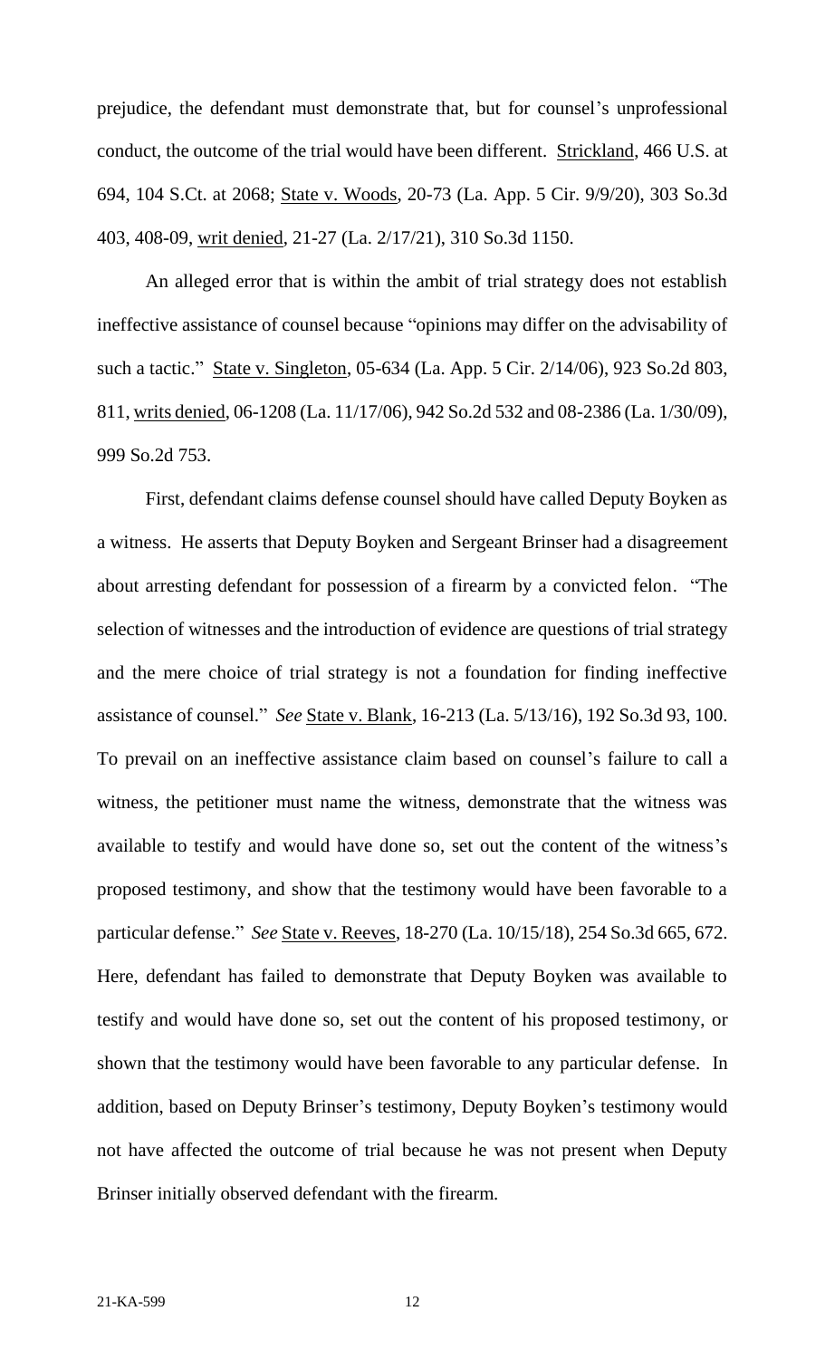prejudice, the defendant must demonstrate that, but for counsel's unprofessional conduct, the outcome of the trial would have been different. Strickland, 466 U.S. at 694, 104 S.Ct. at 2068; State v. Woods, 20-73 (La. App. 5 Cir. 9/9/20), 303 So.3d 403, 408-09, writ denied, 21-27 (La. 2/17/21), 310 So.3d 1150.

An alleged error that is within the ambit of trial strategy does not establish ineffective assistance of counsel because "opinions may differ on the advisability of such a tactic." State v. Singleton, 05-634 (La. App. 5 Cir. 2/14/06), 923 So.2d 803, 811, writs denied, 06-1208 (La. 11/17/06), 942 So.2d 532 and 08-2386 (La. 1/30/09), 999 So.2d 753.

First, defendant claims defense counsel should have called Deputy Boyken as a witness. He asserts that Deputy Boyken and Sergeant Brinser had a disagreement about arresting defendant for possession of a firearm by a convicted felon. "The selection of witnesses and the introduction of evidence are questions of trial strategy and the mere choice of trial strategy is not a foundation for finding ineffective assistance of counsel." *See* State v. Blank, 16-213 (La. 5/13/16), 192 So.3d 93, 100. To prevail on an ineffective assistance claim based on counsel's failure to call a witness, the petitioner must name the witness, demonstrate that the witness was available to testify and would have done so, set out the content of the witness's proposed testimony, and show that the testimony would have been favorable to a particular defense." *See* State v. Reeves, 18-270 (La. 10/15/18), 254 So.3d 665, 672. Here, defendant has failed to demonstrate that Deputy Boyken was available to testify and would have done so, set out the content of his proposed testimony, or shown that the testimony would have been favorable to any particular defense. In addition, based on Deputy Brinser's testimony, Deputy Boyken's testimony would not have affected the outcome of trial because he was not present when Deputy Brinser initially observed defendant with the firearm.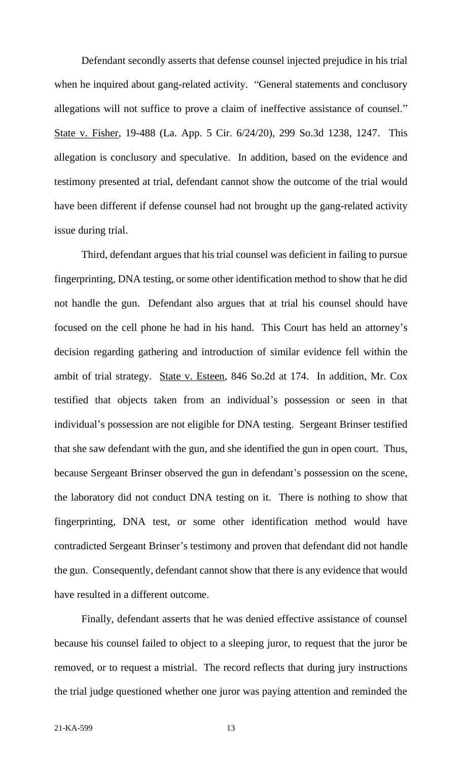Defendant secondly asserts that defense counsel injected prejudice in his trial when he inquired about gang-related activity. "General statements and conclusory allegations will not suffice to prove a claim of ineffective assistance of counsel." State v. Fisher, 19-488 (La. App. 5 Cir. 6/24/20), 299 So.3d 1238, 1247. This allegation is conclusory and speculative. In addition, based on the evidence and testimony presented at trial, defendant cannot show the outcome of the trial would have been different if defense counsel had not brought up the gang-related activity issue during trial.

Third, defendant argues that his trial counsel was deficient in failing to pursue fingerprinting, DNA testing, or some other identification method to show that he did not handle the gun. Defendant also argues that at trial his counsel should have focused on the cell phone he had in his hand. This Court has held an attorney's decision regarding gathering and introduction of similar evidence fell within the ambit of trial strategy. State v. Esteen, 846 So.2d at 174. In addition, Mr. Cox testified that objects taken from an individual's possession or seen in that individual's possession are not eligible for DNA testing. Sergeant Brinser testified that she saw defendant with the gun, and she identified the gun in open court. Thus, because Sergeant Brinser observed the gun in defendant's possession on the scene, the laboratory did not conduct DNA testing on it. There is nothing to show that fingerprinting, DNA test, or some other identification method would have contradicted Sergeant Brinser's testimony and proven that defendant did not handle the gun. Consequently, defendant cannot show that there is any evidence that would have resulted in a different outcome.

Finally, defendant asserts that he was denied effective assistance of counsel because his counsel failed to object to a sleeping juror, to request that the juror be removed, or to request a mistrial. The record reflects that during jury instructions the trial judge questioned whether one juror was paying attention and reminded the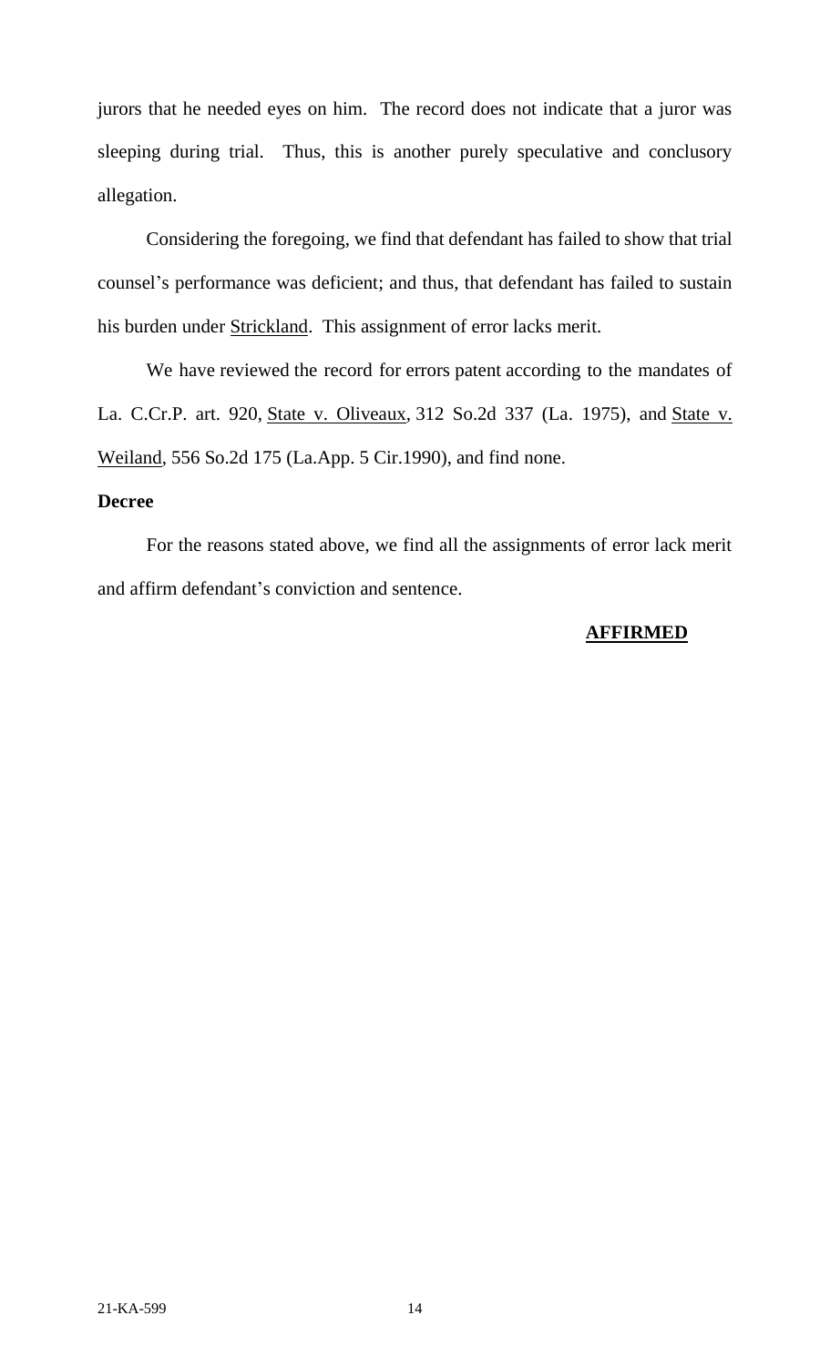jurors that he needed eyes on him. The record does not indicate that a juror was sleeping during trial. Thus, this is another purely speculative and conclusory allegation.

Considering the foregoing, we find that defendant has failed to show that trial counsel's performance was deficient; and thus, that defendant has failed to sustain his burden under Strickland. This assignment of error lacks merit.

We have reviewed the record for errors patent according to the mandates of La. C.Cr.P. art. 920, State v. Oliveaux, 312 So.2d 337 (La. 1975), and State v. Weiland, 556 So.2d 175 (La.App. 5 Cir.1990), and find none.

**Decree**

For the reasons stated above, we find all the assignments of error lack merit and affirm defendant's conviction and sentence.

**AFFIRMED**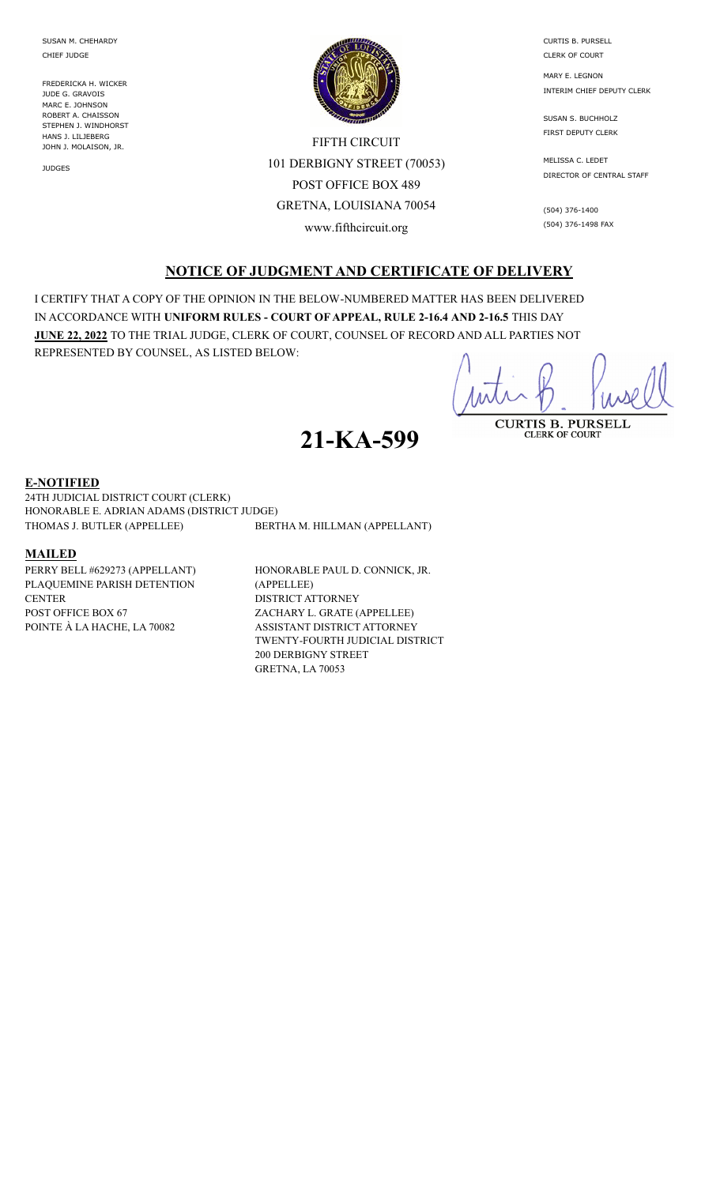SUSAN M. CHEHARDY
CHIEF JUDGE

FREDERICKA H. WICKER
JUDE G. GRAVOIS
MARC E. JOHNSON
ROBERT A. CHAISSON
STEPHEN J. WINDHORST
HANS J. LILJEBERG
JOHN J. MOLAISON, JR.

JUDGES

FIFTH CIRCUIT
101 DERBIGNY STREET (70053)
POST OFFICE BOX 489
GRETNA, LOUISIANA 70054
www.fifthcircuit.org

CURTIS B. PURSELL
CLERK OF COURT

MARY E. LEGNON
INTERIM CHIEF DEPUTY CLERK

SUSAN S. BUCHHOLZ
FIRST DEPUTY CLERK

MELISSA C. LEDET
DIRECTOR OF CENTRAL STAFF

(504) 376-1400
(504) 376-1498 FAX

## NOTICE OF JUDGMENT AND CERTIFICATE OF DELIVERY

I CERTIFY THAT A COPY OF THE OPINION IN THE BELOW-NUMBERED MATTER HAS BEEN DELIVERED IN ACCORDANCE WITH **UNIFORM RULES - COURT OF APPEAL, RULE 2-16.4 AND 2-16.5** THIS DAY **JUNE 22, 2022** TO THE TRIAL JUDGE, CLERK OF COURT, COUNSEL OF RECORD AND ALL PARTIES NOT REPRESENTED BY COUNSEL, AS LISTED BELOW:

CURTIS B. PURSELL
CLERK OF COURT

# 21-KA-599

**E-NOTIFIED**

24TH JUDICIAL DISTRICT COURT (CLERK)
HONORABLE E. ADRIAN ADAMS (DISTRICT JUDGE)
THOMAS J. BUTLER (APPELLEE)
BERTHA M. HILLMAN (APPELLANT)

**MAILED**

PERRY BELL #629273 (APPELLANT)
PLAQUEMINE PARISH DETENTION CENTER
POST OFFICE BOX 67
POINTE À LA HACHE, LA 70082

HONORABLE PAUL D. CONNICK, JR. (APPELLEE)
DISTRICT ATTORNEY
ZACHARY L. GRATE (APPELLEE)
ASSISTANT DISTRICT ATTORNEY
TWENTY-FOURTH JUDICIAL DISTRICT
200 DERBIGNY STREET
GRETNA, LA 70053